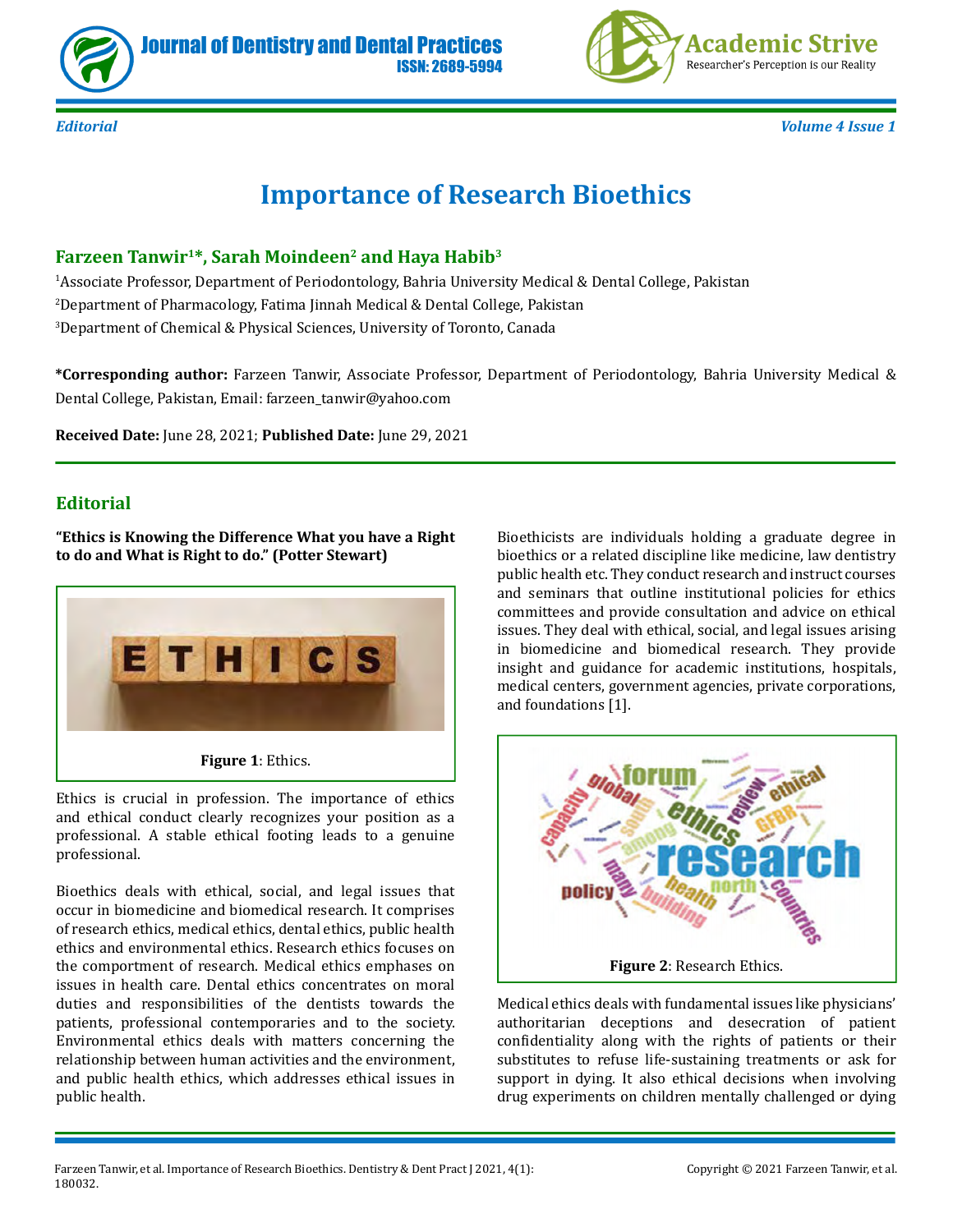*Editorial*

# Importance of Research Bioethics

**Farzeen Tanwir[1]*, Sarah Moindeen[2] and Haya Habib[3]**

[1]Associate Professor, Department of Periodontology, Bahria University Medical & Dental College, Pakistan

[2]Department of Pharmacology, Fatima Jinnah Medical & Dental College, Pakistan

[3]Department of Chemical & Physical Sciences, University of Toronto, Canada

**\*Corresponding author:** Farzeen Tanwir, Associate Professor, Department of Periodontology, Bahria University Medical & Dental College, Pakistan, Email: farzeen_tanwir@yahoo.com

**Received Date:** June 28, 2021; **Published Date:** June 29, 2021

## Editorial

**"Ethics is Knowing the Difference What you have a Right to do and What is Right to do." (Potter Stewart)**

**Figure 1**: Ethics.

Ethics is crucial in profession. The importance of ethics and ethical conduct clearly recognizes your position as a professional. A stable ethical footing leads to a genuine professional.

Bioethics deals with ethical, social, and legal issues that occur in biomedicine and biomedical research. It comprises of research ethics, medical ethics, dental ethics, public health ethics and environmental ethics. Research ethics focuses on the comportment of research. Medical ethics emphases on issues in health care. Dental ethics concentrates on moral duties and responsibilities of the dentists towards the patients, professional contemporaries and to the society. Environmental ethics deals with matters concerning the relationship between human activities and the environment, and public health ethics, which addresses ethical issues in public health.

Bioethicists are individuals holding a graduate degree in bioethics or a related discipline like medicine, law dentistry public health etc. They conduct research and instruct courses and seminars that outline institutional policies for ethics committees and provide consultation and advice on ethical issues. They deal with ethical, social, and legal issues arising in biomedicine and biomedical research. They provide insight and guidance for academic institutions, hospitals, medical centers, government agencies, private corporations, and foundations [1].

**Figure 2**: Research Ethics.

Medical ethics deals with fundamental issues like physicians' authoritarian deceptions and desecration of patient confidentiality along with the rights of patients or their substitutes to refuse life-sustaining treatments or ask for support in dying. It also ethical decisions when involving drug experiments on children mentally challenged or dying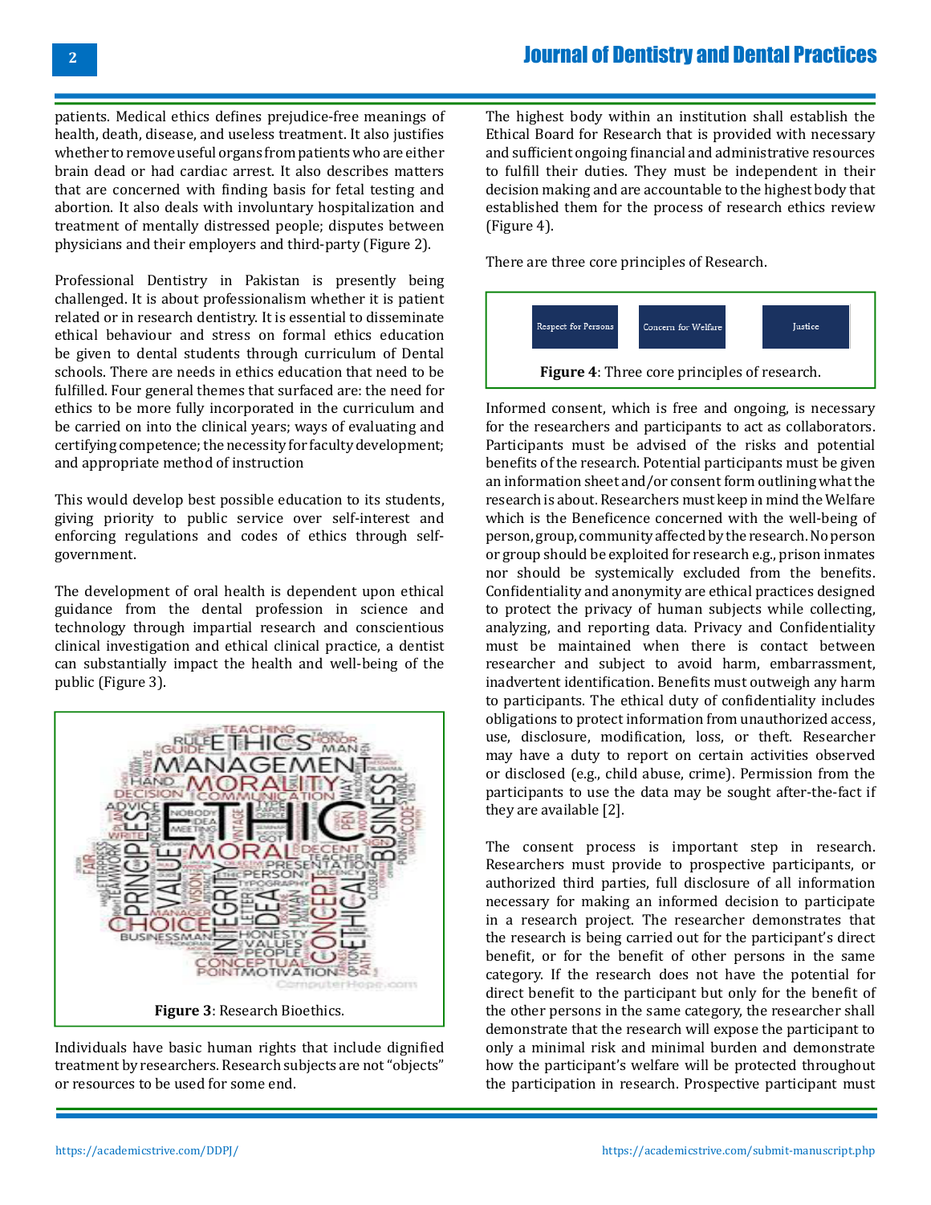patients. Medical ethics defines prejudice-free meanings of health, death, disease, and useless treatment. It also justifies whether to remove useful organs from patients who are either brain dead or had cardiac arrest. It also describes matters that are concerned with finding basis for fetal testing and abortion. It also deals with involuntary hospitalization and treatment of mentally distressed people; disputes between physicians and their employers and third-party (Figure 2).

Professional Dentistry in Pakistan is presently being challenged. It is about professionalism whether it is patient related or in research dentistry. It is essential to disseminate ethical behaviour and stress on formal ethics education be given to dental students through curriculum of Dental schools. There are needs in ethics education that need to be fulfilled. Four general themes that surfaced are: the need for ethics to be more fully incorporated in the curriculum and be carried on into the clinical years; ways of evaluating and certifying competence; the necessity for faculty development; and appropriate method of instruction

This would develop best possible education to its students, giving priority to public service over self-interest and enforcing regulations and codes of ethics through self-government.

The development of oral health is dependent upon ethical guidance from the dental profession in science and technology through impartial research and conscientious clinical investigation and ethical clinical practice, a dentist can substantially impact the health and well-being of the public (Figure 3).

**Figure 3**: Research Bioethics.

Individuals have basic human rights that include dignified treatment by researchers. Research subjects are not "objects" or resources to be used for some end.

The highest body within an institution shall establish the Ethical Board for Research that is provided with necessary and sufficient ongoing financial and administrative resources to fulfill their duties. They must be independent in their decision making and are accountable to the highest body that established them for the process of research ethics review (Figure 4).

There are three core principles of Research.

Respect for Persons | Concern for Welfare | Justice

**Figure 4**: Three core principles of research.

Informed consent, which is free and ongoing, is necessary for the researchers and participants to act as collaborators. Participants must be advised of the risks and potential benefits of the research. Potential participants must be given an information sheet and/or consent form outlining what the research is about. Researchers must keep in mind the Welfare which is the Beneficence concerned with the well-being of person, group, community affected by the research. No person or group should be exploited for research e.g., prison inmates nor should be systemically excluded from the benefits. Confidentiality and anonymity are ethical practices designed to protect the privacy of human subjects while collecting, analyzing, and reporting data. Privacy and Confidentiality must be maintained when there is contact between researcher and subject to avoid harm, embarrassment, inadvertent identification. Benefits must outweigh any harm to participants. The ethical duty of confidentiality includes obligations to protect information from unauthorized access, use, disclosure, modification, loss, or theft. Researcher may have a duty to report on certain activities observed or disclosed (e.g., child abuse, crime). Permission from the participants to use the data may be sought after-the-fact if they are available [2].

The consent process is important step in research. Researchers must provide to prospective participants, or authorized third parties, full disclosure of all information necessary for making an informed decision to participate in a research project. The researcher demonstrates that the research is being carried out for the participant's direct benefit, or for the benefit of other persons in the same category. If the research does not have the potential for direct benefit to the participant but only for the benefit of the other persons in the same category, the researcher shall demonstrate that the research will expose the participant to only a minimal risk and minimal burden and demonstrate how the participant's welfare will be protected throughout the participation in research. Prospective participant must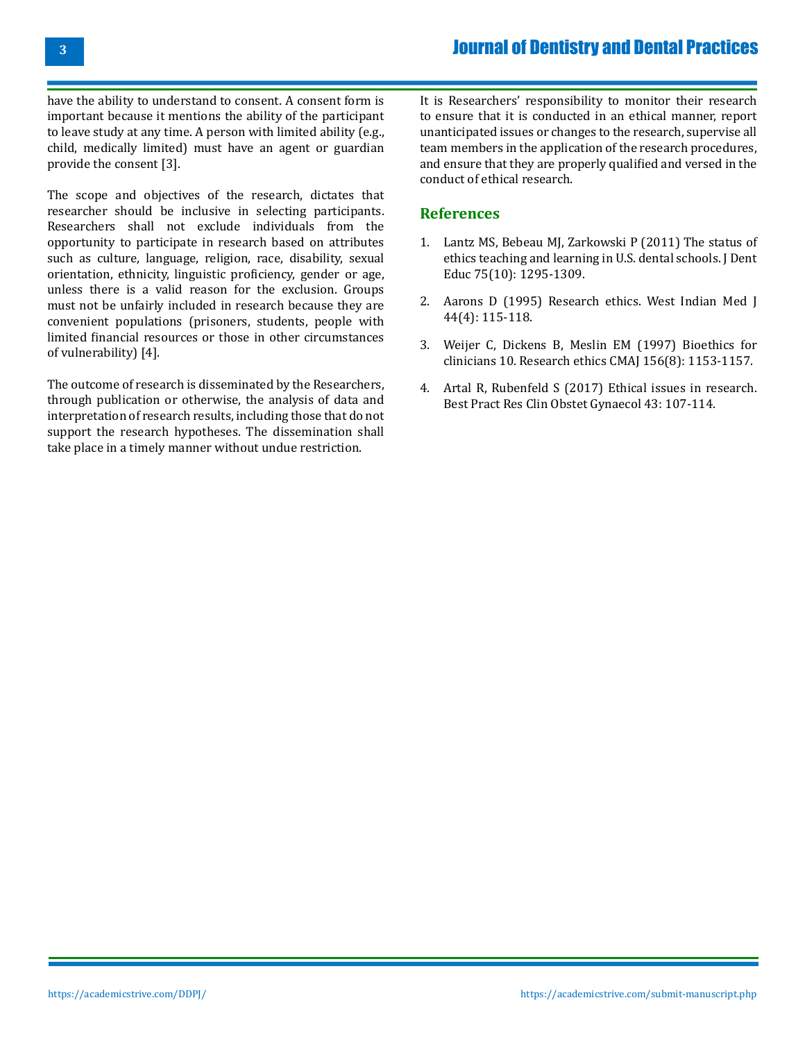have the ability to understand to consent. A consent form is important because it mentions the ability of the participant to leave study at any time. A person with limited ability (e.g., child, medically limited) must have an agent or guardian provide the consent [3].

The scope and objectives of the research, dictates that researcher should be inclusive in selecting participants. Researchers shall not exclude individuals from the opportunity to participate in research based on attributes such as culture, language, religion, race, disability, sexual orientation, ethnicity, linguistic proficiency, gender or age, unless there is a valid reason for the exclusion. Groups must not be unfairly included in research because they are convenient populations (prisoners, students, people with limited financial resources or those in other circumstances of vulnerability) [4].

The outcome of research is disseminated by the Researchers, through publication or otherwise, the analysis of data and interpretation of research results, including those that do not support the research hypotheses. The dissemination shall take place in a timely manner without undue restriction.

It is Researchers' responsibility to monitor their research to ensure that it is conducted in an ethical manner, report unanticipated issues or changes to the research, supervise all team members in the application of the research procedures, and ensure that they are properly qualified and versed in the conduct of ethical research.

## References

1. Lantz MS, Bebeau MJ, Zarkowski P (2011) The status of ethics teaching and learning in U.S. dental schools. J Dent Educ 75(10): 1295-1309.

2. Aarons D (1995) Research ethics. West Indian Med J 44(4): 115-118.

3. Weijer C, Dickens B, Meslin EM (1997) Bioethics for clinicians 10. Research ethics CMAJ 156(8): 1153-1157.

4. Artal R, Rubenfeld S (2017) Ethical issues in research. Best Pract Res Clin Obstet Gynaecol 43: 107-114.